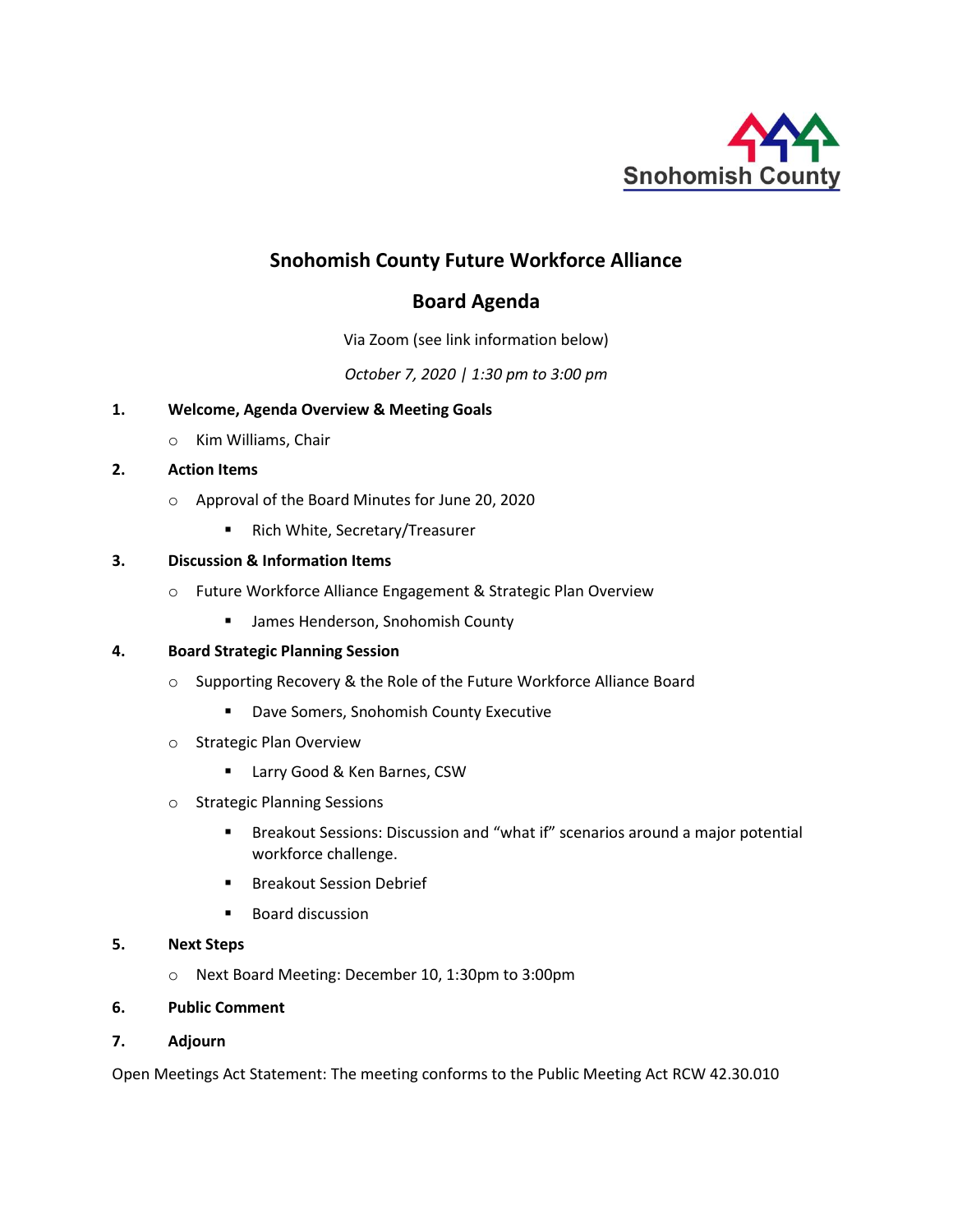Snohomish County

# Snohomish County Future Workforce Alliance

## Board Agenda

Via Zoom (see link information below)

*October 7, 2020 | 1:30 pm to 3:00 pm*

1. **Welcome, Agenda Overview & Meeting Goals**
   - Kim Williams, Chair
2. **Action Items**
   - Approval of the Board Minutes for June 20, 2020
     - Rich White, Secretary/Treasurer
3. **Discussion & Information Items**
   - Future Workforce Alliance Engagement & Strategic Plan Overview
     - James Henderson, Snohomish County
4. **Board Strategic Planning Session**
   - Supporting Recovery & the Role of the Future Workforce Alliance Board
     - Dave Somers, Snohomish County Executive
   - Strategic Plan Overview
     - Larry Good & Ken Barnes, CSW
   - Strategic Planning Sessions
     - Breakout Sessions: Discussion and "what if" scenarios around a major potential workforce challenge.
     - Breakout Session Debrief
     - Board discussion
5. **Next Steps**
   - Next Board Meeting: December 10, 1:30pm to 3:00pm
6. **Public Comment**
7. **Adjourn**

Open Meetings Act Statement: The meeting conforms to the Public Meeting Act RCW 42.30.010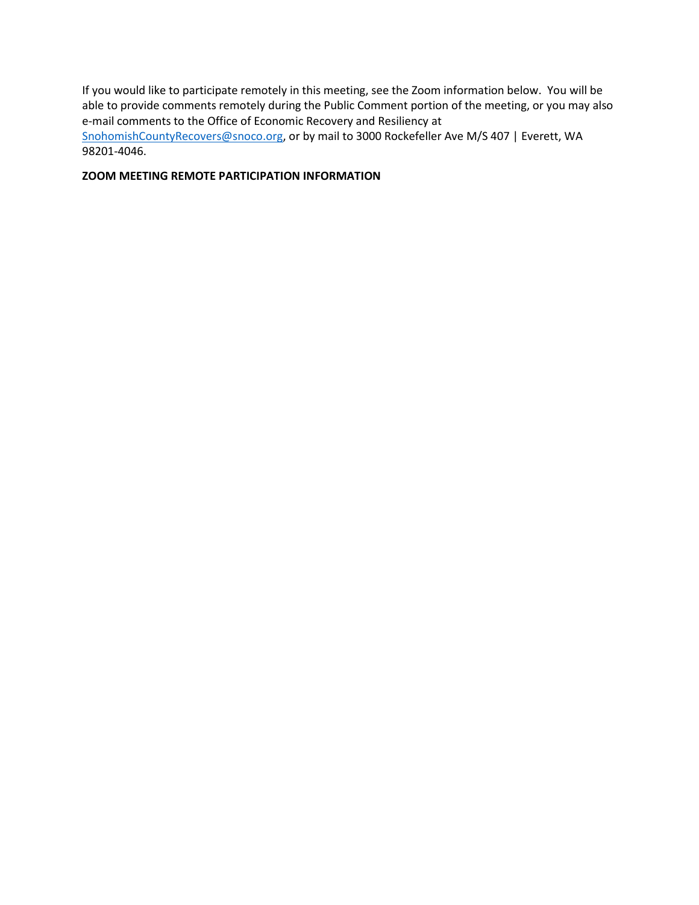If you would like to participate remotely in this meeting, see the Zoom information below. You will be able to provide comments remotely during the Public Comment portion of the meeting, or you may also e-mail comments to the Office of Economic Recovery and Resiliency at SnohomishCountyRecovers@snoco.org, or by mail to 3000 Rockefeller Ave M/S 407 | Everett, WA 98201-4046.

**ZOOM MEETING REMOTE PARTICIPATION INFORMATION**